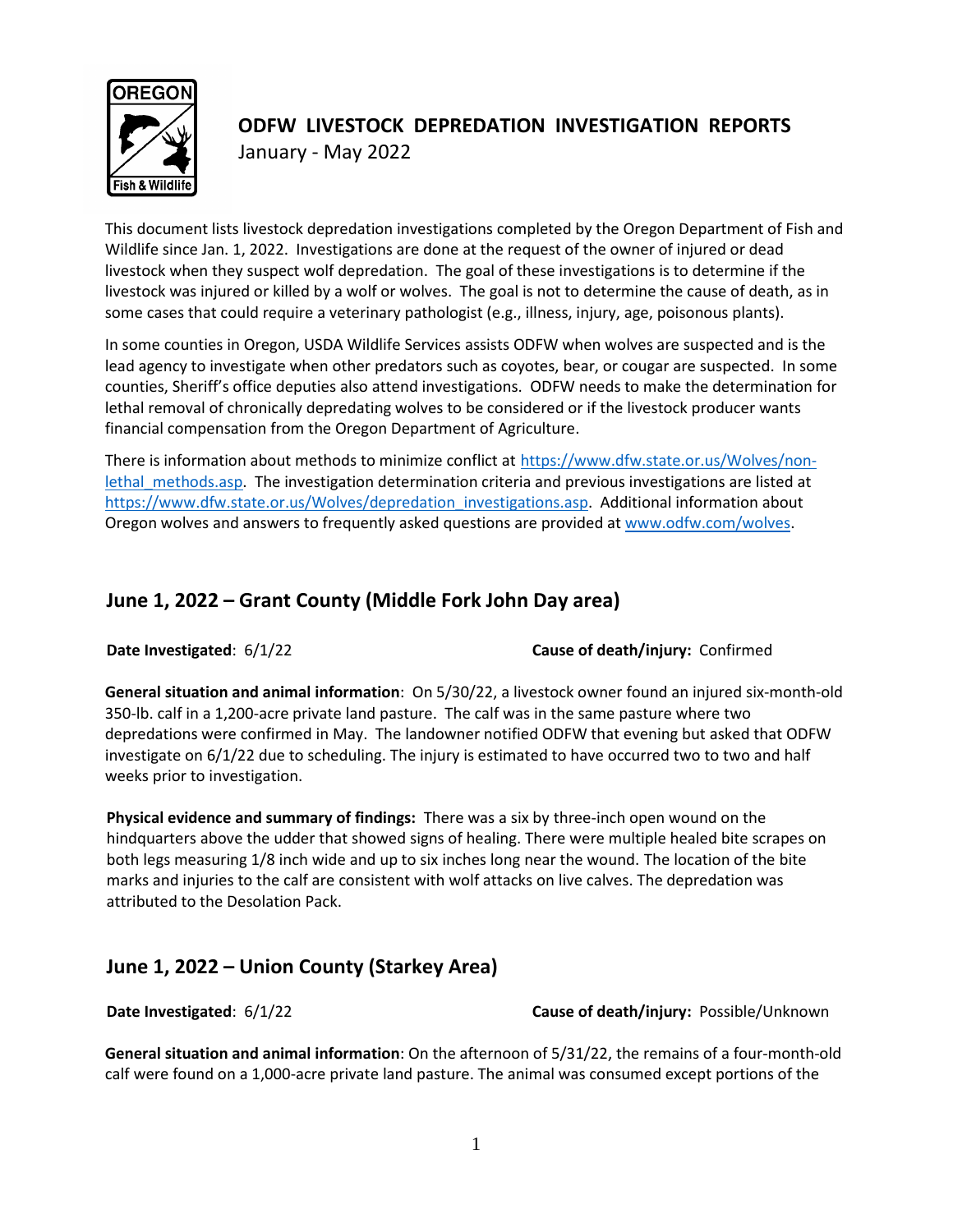# ODFW LIVESTOCK DEPREDATION INVESTIGATION REPORTS

January - May 2022

This document lists livestock depredation investigations completed by the Oregon Department of Fish and Wildlife since Jan. 1, 2022. Investigations are done at the request of the owner of injured or dead livestock when they suspect wolf depredation. The goal of these investigations is to determine if the livestock was injured or killed by a wolf or wolves. The goal is not to determine the cause of death, as in some cases that could require a veterinary pathologist (e.g., illness, injury, age, poisonous plants).

In some counties in Oregon, USDA Wildlife Services assists ODFW when wolves are suspected and is the lead agency to investigate when other predators such as coyotes, bear, or cougar are suspected. In some counties, Sheriff's office deputies also attend investigations. ODFW needs to make the determination for lethal removal of chronically depredating wolves to be considered or if the livestock producer wants financial compensation from the Oregon Department of Agriculture.

There is information about methods to minimize conflict at https://www.dfw.state.or.us/Wolves/non-lethal_methods.asp. The investigation determination criteria and previous investigations are listed at https://www.dfw.state.or.us/Wolves/depredation_investigations.asp. Additional information about Oregon wolves and answers to frequently asked questions are provided at www.odfw.com/wolves.

## June 1, 2022 – Grant County (Middle Fork John Day area)

**Date Investigated**: 6/1/22 **Cause of death/injury:** Confirmed

**General situation and animal information**: On 5/30/22, a livestock owner found an injured six-month-old 350-lb. calf in a 1,200-acre private land pasture. The calf was in the same pasture where two depredations were confirmed in May. The landowner notified ODFW that evening but asked that ODFW investigate on 6/1/22 due to scheduling. The injury is estimated to have occurred two to two and half weeks prior to investigation.

**Physical evidence and summary of findings:** There was a six by three-inch open wound on the hindquarters above the udder that showed signs of healing. There were multiple healed bite scrapes on both legs measuring 1/8 inch wide and up to six inches long near the wound. The location of the bite marks and injuries to the calf are consistent with wolf attacks on live calves. The depredation was attributed to the Desolation Pack.

## June 1, 2022 – Union County (Starkey Area)

**Date Investigated**: 6/1/22 **Cause of death/injury:** Possible/Unknown

**General situation and animal information**: On the afternoon of 5/31/22, the remains of a four-month-old calf were found on a 1,000-acre private land pasture. The animal was consumed except portions of the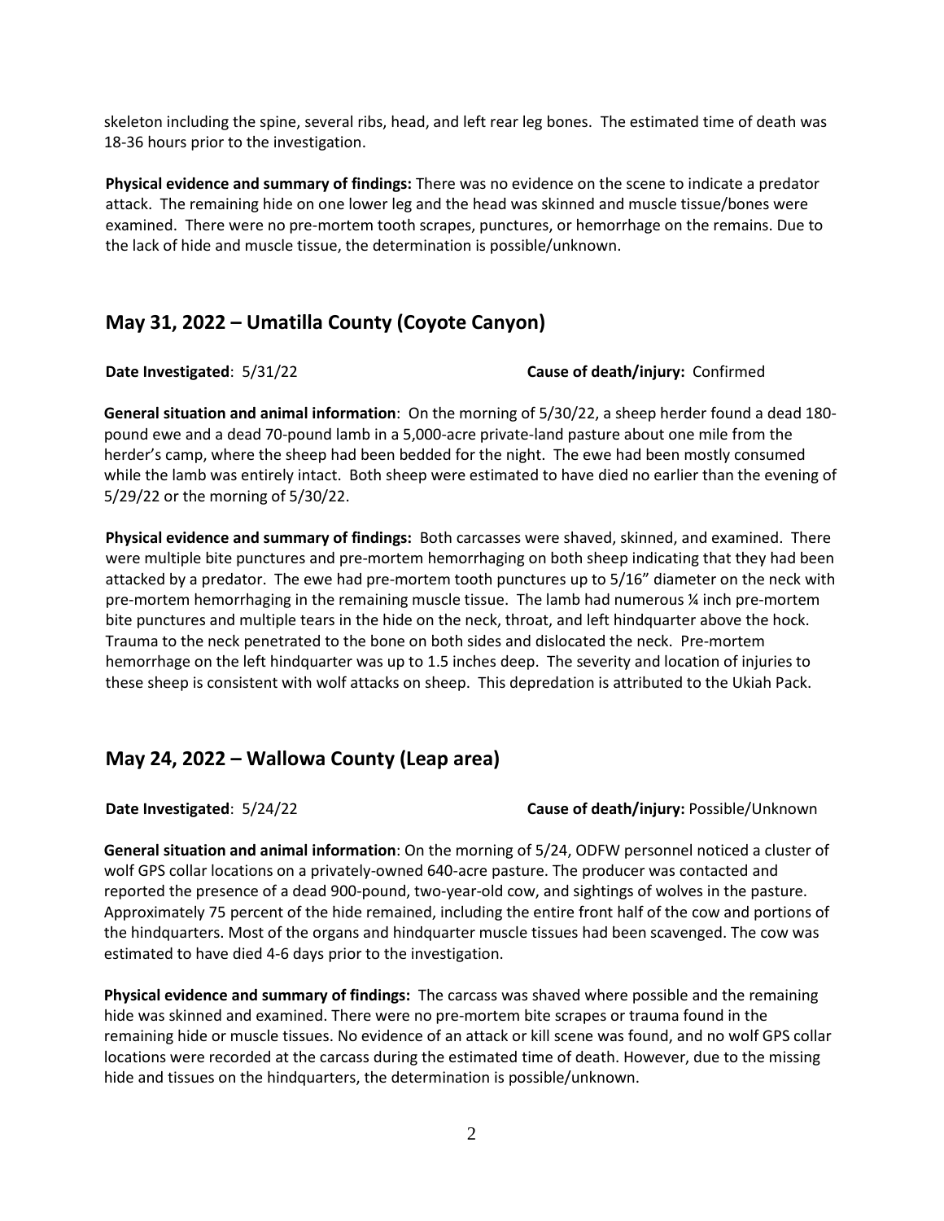skeleton including the spine, several ribs, head, and left rear leg bones. The estimated time of death was 18-36 hours prior to the investigation.

**Physical evidence and summary of findings:** There was no evidence on the scene to indicate a predator attack. The remaining hide on one lower leg and the head was skinned and muscle tissue/bones were examined. There were no pre-mortem tooth scrapes, punctures, or hemorrhage on the remains. Due to the lack of hide and muscle tissue, the determination is possible/unknown.

## May 31, 2022 – Umatilla County (Coyote Canyon)

**Date Investigated**: 5/31/22 **Cause of death/injury:** Confirmed

**General situation and animal information**: On the morning of 5/30/22, a sheep herder found a dead 180-pound ewe and a dead 70-pound lamb in a 5,000-acre private-land pasture about one mile from the herder's camp, where the sheep had been bedded for the night. The ewe had been mostly consumed while the lamb was entirely intact. Both sheep were estimated to have died no earlier than the evening of 5/29/22 or the morning of 5/30/22.

**Physical evidence and summary of findings:** Both carcasses were shaved, skinned, and examined. There were multiple bite punctures and pre-mortem hemorrhaging on both sheep indicating that they had been attacked by a predator. The ewe had pre-mortem tooth punctures up to 5/16" diameter on the neck with pre-mortem hemorrhaging in the remaining muscle tissue. The lamb had numerous ¼ inch pre-mortem bite punctures and multiple tears in the hide on the neck, throat, and left hindquarter above the hock. Trauma to the neck penetrated to the bone on both sides and dislocated the neck. Pre-mortem hemorrhage on the left hindquarter was up to 1.5 inches deep. The severity and location of injuries to these sheep is consistent with wolf attacks on sheep. This depredation is attributed to the Ukiah Pack.

## May 24, 2022 – Wallowa County (Leap area)

**Date Investigated**: 5/24/22 **Cause of death/injury:** Possible/Unknown

**General situation and animal information**: On the morning of 5/24, ODFW personnel noticed a cluster of wolf GPS collar locations on a privately-owned 640-acre pasture. The producer was contacted and reported the presence of a dead 900-pound, two-year-old cow, and sightings of wolves in the pasture. Approximately 75 percent of the hide remained, including the entire front half of the cow and portions of the hindquarters. Most of the organs and hindquarter muscle tissues had been scavenged. The cow was estimated to have died 4-6 days prior to the investigation.

**Physical evidence and summary of findings:** The carcass was shaved where possible and the remaining hide was skinned and examined. There were no pre-mortem bite scrapes or trauma found in the remaining hide or muscle tissues. No evidence of an attack or kill scene was found, and no wolf GPS collar locations were recorded at the carcass during the estimated time of death. However, due to the missing hide and tissues on the hindquarters, the determination is possible/unknown.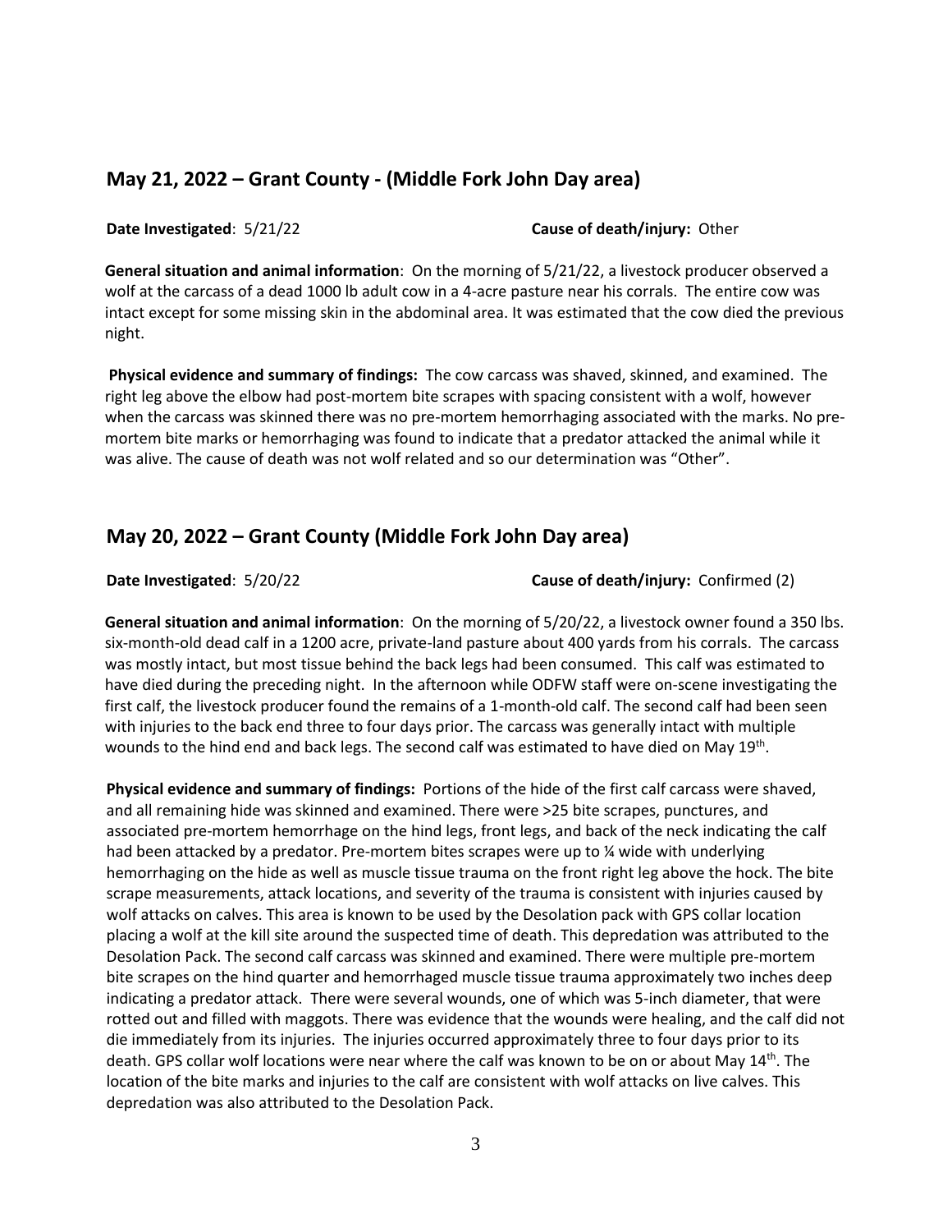## May 21, 2022 – Grant County - (Middle Fork John Day area)

**Date Investigated**: 5/21/22 **Cause of death/injury:** Other

**General situation and animal information**: On the morning of 5/21/22, a livestock producer observed a wolf at the carcass of a dead 1000 lb adult cow in a 4-acre pasture near his corrals. The entire cow was intact except for some missing skin in the abdominal area. It was estimated that the cow died the previous night.

**Physical evidence and summary of findings:** The cow carcass was shaved, skinned, and examined. The right leg above the elbow had post-mortem bite scrapes with spacing consistent with a wolf, however when the carcass was skinned there was no pre-mortem hemorrhaging associated with the marks. No pre-mortem bite marks or hemorrhaging was found to indicate that a predator attacked the animal while it was alive. The cause of death was not wolf related and so our determination was "Other".

## May 20, 2022 – Grant County (Middle Fork John Day area)

**Date Investigated**: 5/20/22 **Cause of death/injury:** Confirmed (2)

**General situation and animal information**: On the morning of 5/20/22, a livestock owner found a 350 lbs. six-month-old dead calf in a 1200 acre, private-land pasture about 400 yards from his corrals. The carcass was mostly intact, but most tissue behind the back legs had been consumed. This calf was estimated to have died during the preceding night. In the afternoon while ODFW staff were on-scene investigating the first calf, the livestock producer found the remains of a 1-month-old calf. The second calf had been seen with injuries to the back end three to four days prior. The carcass was generally intact with multiple wounds to the hind end and back legs. The second calf was estimated to have died on May 19th.

**Physical evidence and summary of findings:** Portions of the hide of the first calf carcass were shaved, and all remaining hide was skinned and examined. There were >25 bite scrapes, punctures, and associated pre-mortem hemorrhage on the hind legs, front legs, and back of the neck indicating the calf had been attacked by a predator. Pre-mortem bites scrapes were up to ¼ wide with underlying hemorrhaging on the hide as well as muscle tissue trauma on the front right leg above the hock. The bite scrape measurements, attack locations, and severity of the trauma is consistent with injuries caused by wolf attacks on calves. This area is known to be used by the Desolation pack with GPS collar location placing a wolf at the kill site around the suspected time of death. This depredation was attributed to the Desolation Pack. The second calf carcass was skinned and examined. There were multiple pre-mortem bite scrapes on the hind quarter and hemorrhaged muscle tissue trauma approximately two inches deep indicating a predator attack. There were several wounds, one of which was 5-inch diameter, that were rotted out and filled with maggots. There was evidence that the wounds were healing, and the calf did not die immediately from its injuries. The injuries occurred approximately three to four days prior to its death. GPS collar wolf locations were near where the calf was known to be on or about May 14th. The location of the bite marks and injuries to the calf are consistent with wolf attacks on live calves. This depredation was also attributed to the Desolation Pack.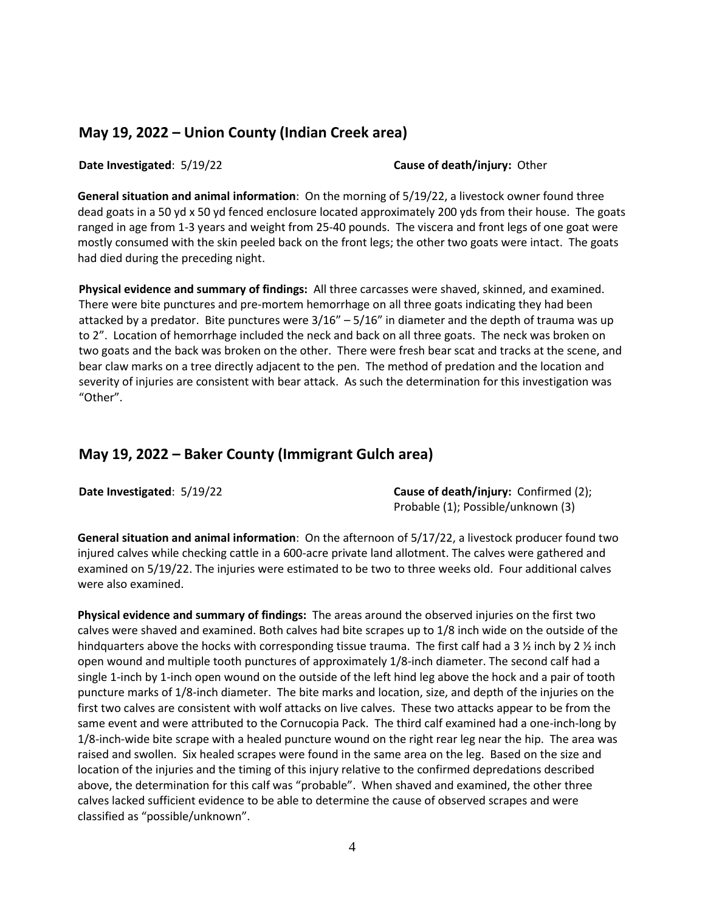## May 19, 2022 – Union County (Indian Creek area)

**Date Investigated**: 5/19/22

**Cause of death/injury:** Other

**General situation and animal information**: On the morning of 5/19/22, a livestock owner found three dead goats in a 50 yd x 50 yd fenced enclosure located approximately 200 yds from their house. The goats ranged in age from 1-3 years and weight from 25-40 pounds. The viscera and front legs of one goat were mostly consumed with the skin peeled back on the front legs; the other two goats were intact. The goats had died during the preceding night.

**Physical evidence and summary of findings:** All three carcasses were shaved, skinned, and examined. There were bite punctures and pre-mortem hemorrhage on all three goats indicating they had been attacked by a predator. Bite punctures were 3/16" – 5/16" in diameter and the depth of trauma was up to 2". Location of hemorrhage included the neck and back on all three goats. The neck was broken on two goats and the back was broken on the other. There were fresh bear scat and tracks at the scene, and bear claw marks on a tree directly adjacent to the pen. The method of predation and the location and severity of injuries are consistent with bear attack. As such the determination for this investigation was "Other".

## May 19, 2022 – Baker County (Immigrant Gulch area)

**Date Investigated**: 5/19/22

**Cause of death/injury:** Confirmed (2); Probable (1); Possible/unknown (3)

**General situation and animal information**: On the afternoon of 5/17/22, a livestock producer found two injured calves while checking cattle in a 600-acre private land allotment. The calves were gathered and examined on 5/19/22. The injuries were estimated to be two to three weeks old. Four additional calves were also examined.

**Physical evidence and summary of findings:** The areas around the observed injuries on the first two calves were shaved and examined. Both calves had bite scrapes up to 1/8 inch wide on the outside of the hindquarters above the hocks with corresponding tissue trauma. The first calf had a 3 ½ inch by 2 ½ inch open wound and multiple tooth punctures of approximately 1/8-inch diameter. The second calf had a single 1-inch by 1-inch open wound on the outside of the left hind leg above the hock and a pair of tooth puncture marks of 1/8-inch diameter. The bite marks and location, size, and depth of the injuries on the first two calves are consistent with wolf attacks on live calves. These two attacks appear to be from the same event and were attributed to the Cornucopia Pack. The third calf examined had a one-inch-long by 1/8-inch-wide bite scrape with a healed puncture wound on the right rear leg near the hip. The area was raised and swollen. Six healed scrapes were found in the same area on the leg. Based on the size and location of the injuries and the timing of this injury relative to the confirmed depredations described above, the determination for this calf was "probable". When shaved and examined, the other three calves lacked sufficient evidence to be able to determine the cause of observed scrapes and were classified as "possible/unknown".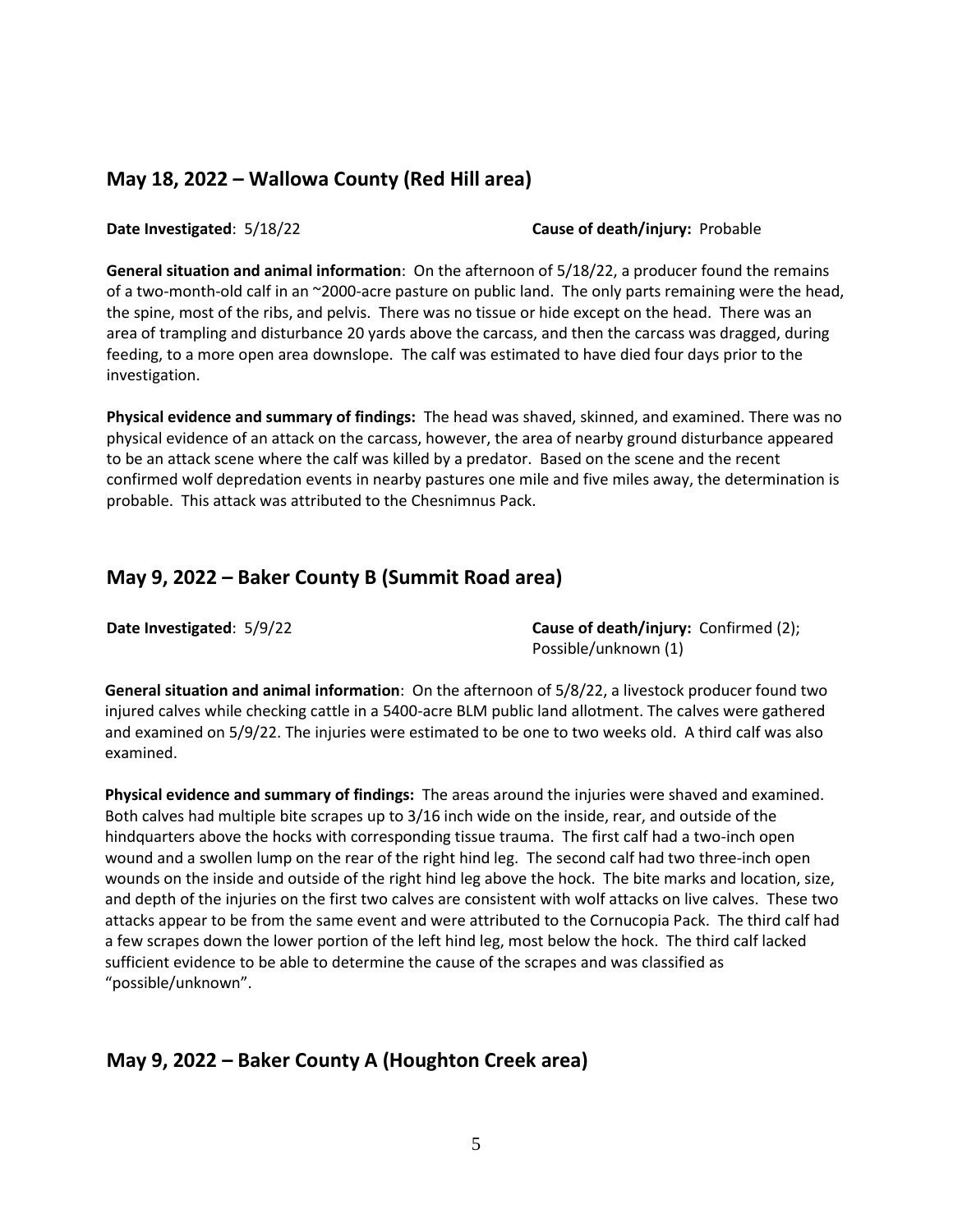## May 18, 2022 – Wallowa County (Red Hill area)

**Date Investigated**: 5/18/22 **Cause of death/injury:** Probable

**General situation and animal information**: On the afternoon of 5/18/22, a producer found the remains of a two-month-old calf in an ~2000-acre pasture on public land. The only parts remaining were the head, the spine, most of the ribs, and pelvis. There was no tissue or hide except on the head. There was an area of trampling and disturbance 20 yards above the carcass, and then the carcass was dragged, during feeding, to a more open area downslope. The calf was estimated to have died four days prior to the investigation.

**Physical evidence and summary of findings:** The head was shaved, skinned, and examined. There was no physical evidence of an attack on the carcass, however, the area of nearby ground disturbance appeared to be an attack scene where the calf was killed by a predator. Based on the scene and the recent confirmed wolf depredation events in nearby pastures one mile and five miles away, the determination is probable. This attack was attributed to the Chesnimnus Pack.

## May 9, 2022 – Baker County B (Summit Road area)

**Date Investigated**: 5/9/22 **Cause of death/injury:** Confirmed (2); Possible/unknown (1)

**General situation and animal information**: On the afternoon of 5/8/22, a livestock producer found two injured calves while checking cattle in a 5400-acre BLM public land allotment. The calves were gathered and examined on 5/9/22. The injuries were estimated to be one to two weeks old. A third calf was also examined.

**Physical evidence and summary of findings:** The areas around the injuries were shaved and examined. Both calves had multiple bite scrapes up to 3/16 inch wide on the inside, rear, and outside of the hindquarters above the hocks with corresponding tissue trauma. The first calf had a two-inch open wound and a swollen lump on the rear of the right hind leg. The second calf had two three-inch open wounds on the inside and outside of the right hind leg above the hock. The bite marks and location, size, and depth of the injuries on the first two calves are consistent with wolf attacks on live calves. These two attacks appear to be from the same event and were attributed to the Cornucopia Pack. The third calf had a few scrapes down the lower portion of the left hind leg, most below the hock. The third calf lacked sufficient evidence to be able to determine the cause of the scrapes and was classified as "possible/unknown".

## May 9, 2022 – Baker County A (Houghton Creek area)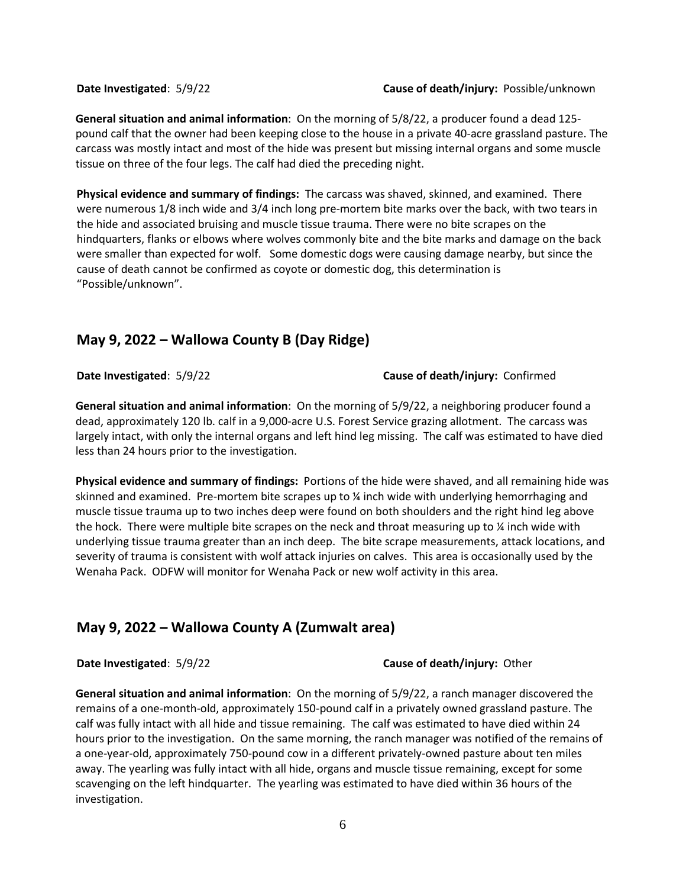**Date Investigated**: 5/9/22 **Cause of death/injury:** Possible/unknown

**General situation and animal information**: On the morning of 5/8/22, a producer found a dead 125-pound calf that the owner had been keeping close to the house in a private 40-acre grassland pasture. The carcass was mostly intact and most of the hide was present but missing internal organs and some muscle tissue on three of the four legs. The calf had died the preceding night.

**Physical evidence and summary of findings:** The carcass was shaved, skinned, and examined. There were numerous 1/8 inch wide and 3/4 inch long pre-mortem bite marks over the back, with two tears in the hide and associated bruising and muscle tissue trauma. There were no bite scrapes on the hindquarters, flanks or elbows where wolves commonly bite and the bite marks and damage on the back were smaller than expected for wolf. Some domestic dogs were causing damage nearby, but since the cause of death cannot be confirmed as coyote or domestic dog, this determination is "Possible/unknown".

## May 9, 2022 – Wallowa County B (Day Ridge)

**Date Investigated**: 5/9/22 **Cause of death/injury:** Confirmed

**General situation and animal information**: On the morning of 5/9/22, a neighboring producer found a dead, approximately 120 lb. calf in a 9,000-acre U.S. Forest Service grazing allotment. The carcass was largely intact, with only the internal organs and left hind leg missing. The calf was estimated to have died less than 24 hours prior to the investigation.

**Physical evidence and summary of findings:** Portions of the hide were shaved, and all remaining hide was skinned and examined. Pre-mortem bite scrapes up to ¼ inch wide with underlying hemorrhaging and muscle tissue trauma up to two inches deep were found on both shoulders and the right hind leg above the hock. There were multiple bite scrapes on the neck and throat measuring up to ¼ inch wide with underlying tissue trauma greater than an inch deep. The bite scrape measurements, attack locations, and severity of trauma is consistent with wolf attack injuries on calves. This area is occasionally used by the Wenaha Pack. ODFW will monitor for Wenaha Pack or new wolf activity in this area.

## May 9, 2022 – Wallowa County A (Zumwalt area)

**Date Investigated**: 5/9/22 **Cause of death/injury:** Other

**General situation and animal information**: On the morning of 5/9/22, a ranch manager discovered the remains of a one-month-old, approximately 150-pound calf in a privately owned grassland pasture. The calf was fully intact with all hide and tissue remaining. The calf was estimated to have died within 24 hours prior to the investigation. On the same morning, the ranch manager was notified of the remains of a one-year-old, approximately 750-pound cow in a different privately-owned pasture about ten miles away. The yearling was fully intact with all hide, organs and muscle tissue remaining, except for some scavenging on the left hindquarter. The yearling was estimated to have died within 36 hours of the investigation.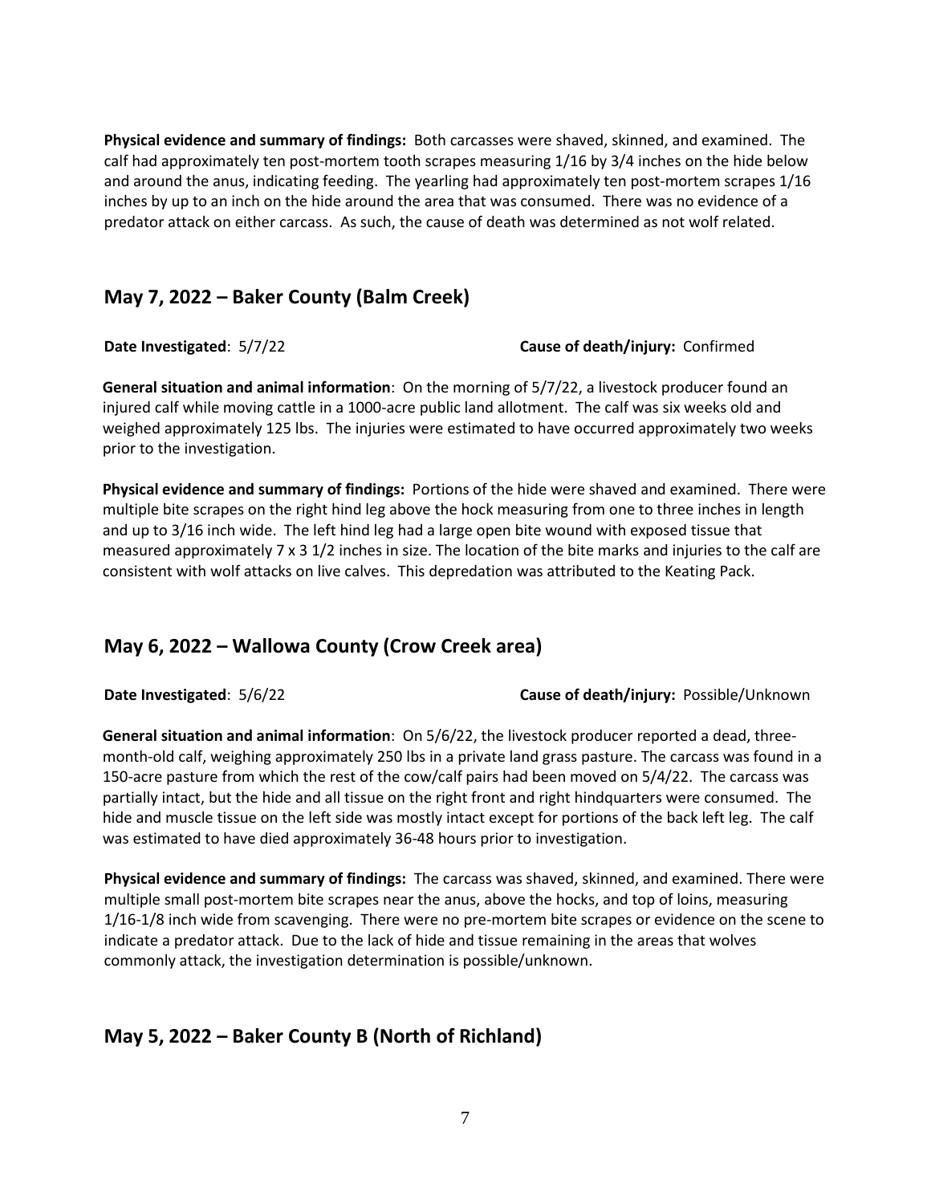**Physical evidence and summary of findings:** Both carcasses were shaved, skinned, and examined. The calf had approximately ten post-mortem tooth scrapes measuring 1/16 by 3/4 inches on the hide below and around the anus, indicating feeding. The yearling had approximately ten post-mortem scrapes 1/16 inches by up to an inch on the hide around the area that was consumed. There was no evidence of a predator attack on either carcass. As such, the cause of death was determined as not wolf related.

## May 7, 2022 – Baker County (Balm Creek)

**Date Investigated**: 5/7/22 **Cause of death/injury:** Confirmed

**General situation and animal information**: On the morning of 5/7/22, a livestock producer found an injured calf while moving cattle in a 1000-acre public land allotment. The calf was six weeks old and weighed approximately 125 lbs. The injuries were estimated to have occurred approximately two weeks prior to the investigation.

**Physical evidence and summary of findings:** Portions of the hide were shaved and examined. There were multiple bite scrapes on the right hind leg above the hock measuring from one to three inches in length and up to 3/16 inch wide. The left hind leg had a large open bite wound with exposed tissue that measured approximately 7 x 3 1/2 inches in size. The location of the bite marks and injuries to the calf are consistent with wolf attacks on live calves. This depredation was attributed to the Keating Pack.

## May 6, 2022 – Wallowa County (Crow Creek area)

**Date Investigated**: 5/6/22 **Cause of death/injury:** Possible/Unknown

**General situation and animal information**: On 5/6/22, the livestock producer reported a dead, three-month-old calf, weighing approximately 250 lbs in a private land grass pasture. The carcass was found in a 150-acre pasture from which the rest of the cow/calf pairs had been moved on 5/4/22. The carcass was partially intact, but the hide and all tissue on the right front and right hindquarters were consumed. The hide and muscle tissue on the left side was mostly intact except for portions of the back left leg. The calf was estimated to have died approximately 36-48 hours prior to investigation.

**Physical evidence and summary of findings:** The carcass was shaved, skinned, and examined. There were multiple small post-mortem bite scrapes near the anus, above the hocks, and top of loins, measuring 1/16-1/8 inch wide from scavenging. There were no pre-mortem bite scrapes or evidence on the scene to indicate a predator attack. Due to the lack of hide and tissue remaining in the areas that wolves commonly attack, the investigation determination is possible/unknown.

## May 5, 2022 – Baker County B (North of Richland)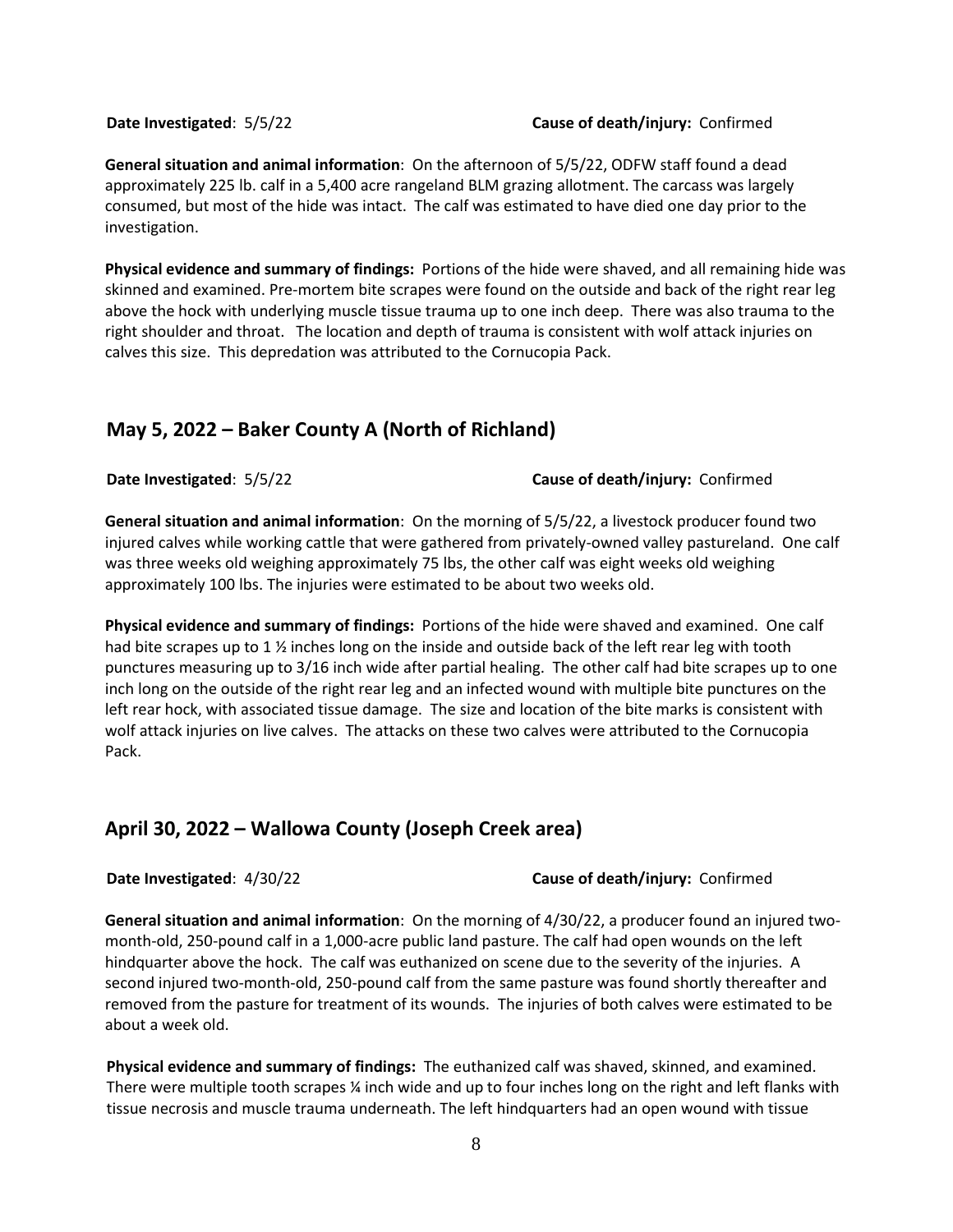**Date Investigated**: 5/5/22 **Cause of death/injury:** Confirmed

**General situation and animal information**: On the afternoon of 5/5/22, ODFW staff found a dead approximately 225 lb. calf in a 5,400 acre rangeland BLM grazing allotment. The carcass was largely consumed, but most of the hide was intact. The calf was estimated to have died one day prior to the investigation.

**Physical evidence and summary of findings:** Portions of the hide were shaved, and all remaining hide was skinned and examined. Pre-mortem bite scrapes were found on the outside and back of the right rear leg above the hock with underlying muscle tissue trauma up to one inch deep. There was also trauma to the right shoulder and throat. The location and depth of trauma is consistent with wolf attack injuries on calves this size. This depredation was attributed to the Cornucopia Pack.

## May 5, 2022 – Baker County A (North of Richland)

**Date Investigated**: 5/5/22 **Cause of death/injury:** Confirmed

**General situation and animal information**: On the morning of 5/5/22, a livestock producer found two injured calves while working cattle that were gathered from privately-owned valley pastureland. One calf was three weeks old weighing approximately 75 lbs, the other calf was eight weeks old weighing approximately 100 lbs. The injuries were estimated to be about two weeks old.

**Physical evidence and summary of findings:** Portions of the hide were shaved and examined. One calf had bite scrapes up to 1 ½ inches long on the inside and outside back of the left rear leg with tooth punctures measuring up to 3/16 inch wide after partial healing. The other calf had bite scrapes up to one inch long on the outside of the right rear leg and an infected wound with multiple bite punctures on the left rear hock, with associated tissue damage. The size and location of the bite marks is consistent with wolf attack injuries on live calves. The attacks on these two calves were attributed to the Cornucopia Pack.

## April 30, 2022 – Wallowa County (Joseph Creek area)

**Date Investigated**: 4/30/22 **Cause of death/injury:** Confirmed

**General situation and animal information**: On the morning of 4/30/22, a producer found an injured two-month-old, 250-pound calf in a 1,000-acre public land pasture. The calf had open wounds on the left hindquarter above the hock. The calf was euthanized on scene due to the severity of the injuries. A second injured two-month-old, 250-pound calf from the same pasture was found shortly thereafter and removed from the pasture for treatment of its wounds. The injuries of both calves were estimated to be about a week old.

**Physical evidence and summary of findings:** The euthanized calf was shaved, skinned, and examined. There were multiple tooth scrapes ¼ inch wide and up to four inches long on the right and left flanks with tissue necrosis and muscle trauma underneath. The left hindquarters had an open wound with tissue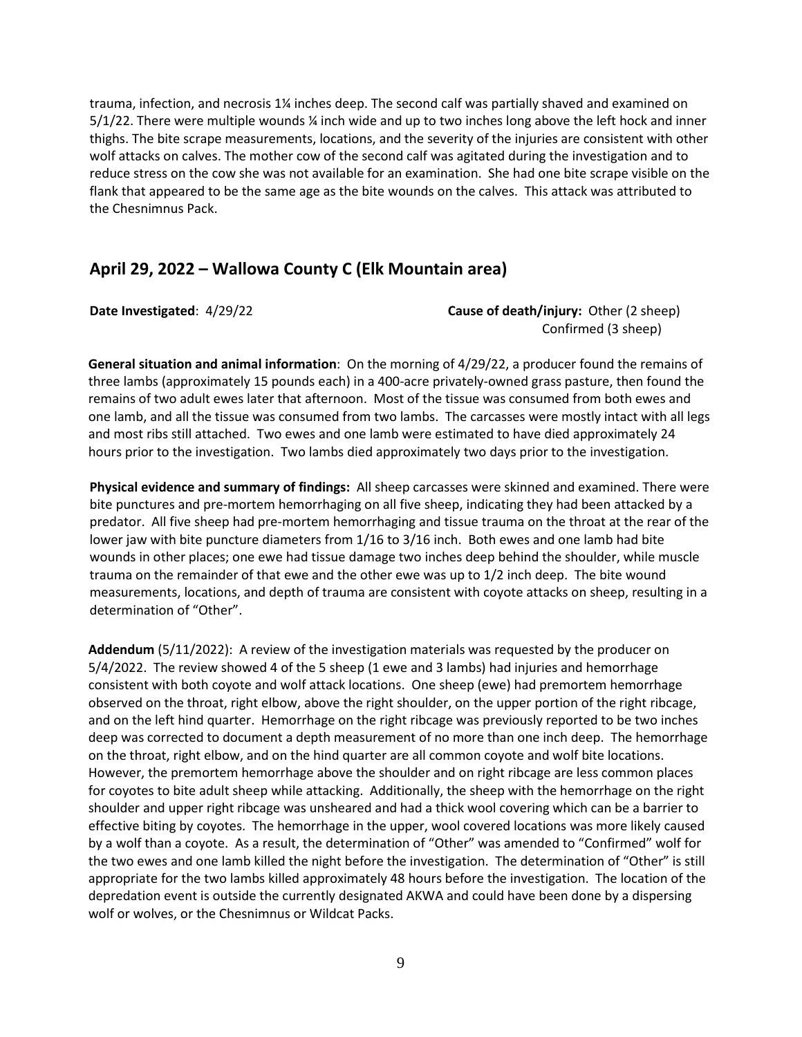trauma, infection, and necrosis 1¼ inches deep. The second calf was partially shaved and examined on 5/1/22. There were multiple wounds ¼ inch wide and up to two inches long above the left hock and inner thighs. The bite scrape measurements, locations, and the severity of the injuries are consistent with other wolf attacks on calves. The mother cow of the second calf was agitated during the investigation and to reduce stress on the cow she was not available for an examination. She had one bite scrape visible on the flank that appeared to be the same age as the bite wounds on the calves. This attack was attributed to the Chesnimnus Pack.

## April 29, 2022 – Wallowa County C (Elk Mountain area)

**Date Investigated**: 4/29/22

**Cause of death/injury:** Other (2 sheep)
Confirmed (3 sheep)

**General situation and animal information**: On the morning of 4/29/22, a producer found the remains of three lambs (approximately 15 pounds each) in a 400-acre privately-owned grass pasture, then found the remains of two adult ewes later that afternoon. Most of the tissue was consumed from both ewes and one lamb, and all the tissue was consumed from two lambs. The carcasses were mostly intact with all legs and most ribs still attached. Two ewes and one lamb were estimated to have died approximately 24 hours prior to the investigation. Two lambs died approximately two days prior to the investigation.

**Physical evidence and summary of findings:** All sheep carcasses were skinned and examined. There were bite punctures and pre-mortem hemorrhaging on all five sheep, indicating they had been attacked by a predator. All five sheep had pre-mortem hemorrhaging and tissue trauma on the throat at the rear of the lower jaw with bite puncture diameters from 1/16 to 3/16 inch. Both ewes and one lamb had bite wounds in other places; one ewe had tissue damage two inches deep behind the shoulder, while muscle trauma on the remainder of that ewe and the other ewe was up to 1/2 inch deep. The bite wound measurements, locations, and depth of trauma are consistent with coyote attacks on sheep, resulting in a determination of "Other".

**Addendum** (5/11/2022): A review of the investigation materials was requested by the producer on 5/4/2022. The review showed 4 of the 5 sheep (1 ewe and 3 lambs) had injuries and hemorrhage consistent with both coyote and wolf attack locations. One sheep (ewe) had premortem hemorrhage observed on the throat, right elbow, above the right shoulder, on the upper portion of the right ribcage, and on the left hind quarter. Hemorrhage on the right ribcage was previously reported to be two inches deep was corrected to document a depth measurement of no more than one inch deep. The hemorrhage on the throat, right elbow, and on the hind quarter are all common coyote and wolf bite locations. However, the premortem hemorrhage above the shoulder and on right ribcage are less common places for coyotes to bite adult sheep while attacking. Additionally, the sheep with the hemorrhage on the right shoulder and upper right ribcage was unsheared and had a thick wool covering which can be a barrier to effective biting by coyotes. The hemorrhage in the upper, wool covered locations was more likely caused by a wolf than a coyote. As a result, the determination of "Other" was amended to "Confirmed" wolf for the two ewes and one lamb killed the night before the investigation. The determination of "Other" is still appropriate for the two lambs killed approximately 48 hours before the investigation. The location of the depredation event is outside the currently designated AKWA and could have been done by a dispersing wolf or wolves, or the Chesnimnus or Wildcat Packs.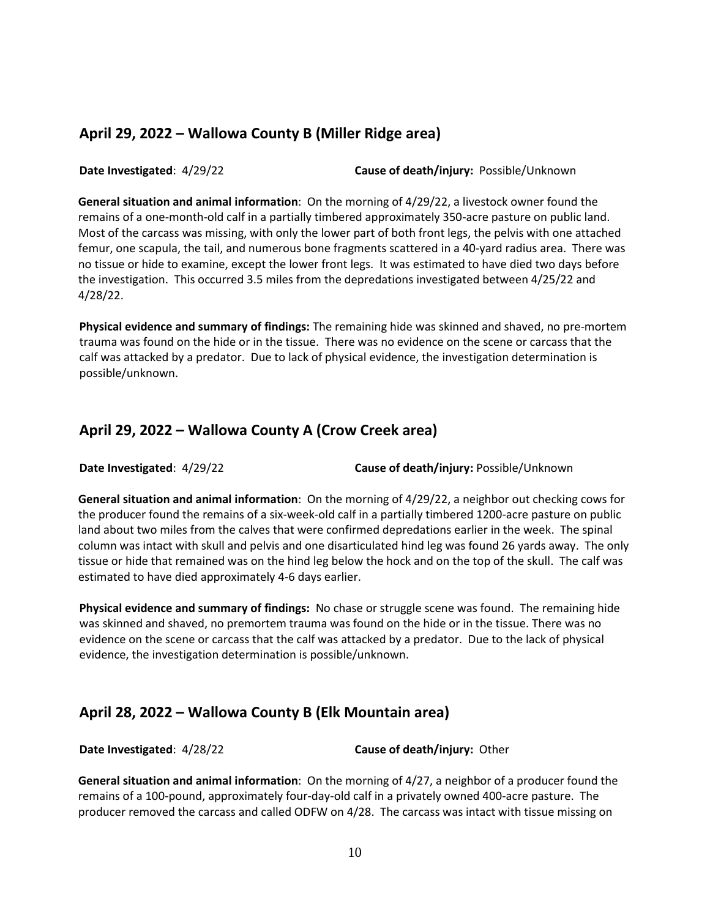## April 29, 2022 – Wallowa County B (Miller Ridge area)

**Date Investigated**: 4/29/22 **Cause of death/injury:** Possible/Unknown

**General situation and animal information**: On the morning of 4/29/22, a livestock owner found the remains of a one-month-old calf in a partially timbered approximately 350-acre pasture on public land. Most of the carcass was missing, with only the lower part of both front legs, the pelvis with one attached femur, one scapula, the tail, and numerous bone fragments scattered in a 40-yard radius area. There was no tissue or hide to examine, except the lower front legs. It was estimated to have died two days before the investigation. This occurred 3.5 miles from the depredations investigated between 4/25/22 and 4/28/22.

**Physical evidence and summary of findings:** The remaining hide was skinned and shaved, no pre-mortem trauma was found on the hide or in the tissue. There was no evidence on the scene or carcass that the calf was attacked by a predator. Due to lack of physical evidence, the investigation determination is possible/unknown.

## April 29, 2022 – Wallowa County A (Crow Creek area)

**Date Investigated**: 4/29/22 **Cause of death/injury:** Possible/Unknown

**General situation and animal information**: On the morning of 4/29/22, a neighbor out checking cows for the producer found the remains of a six-week-old calf in a partially timbered 1200-acre pasture on public land about two miles from the calves that were confirmed depredations earlier in the week. The spinal column was intact with skull and pelvis and one disarticulated hind leg was found 26 yards away. The only tissue or hide that remained was on the hind leg below the hock and on the top of the skull. The calf was estimated to have died approximately 4-6 days earlier.

**Physical evidence and summary of findings:** No chase or struggle scene was found. The remaining hide was skinned and shaved, no premortem trauma was found on the hide or in the tissue. There was no evidence on the scene or carcass that the calf was attacked by a predator. Due to the lack of physical evidence, the investigation determination is possible/unknown.

## April 28, 2022 – Wallowa County B (Elk Mountain area)

**Date Investigated**: 4/28/22 **Cause of death/injury:** Other

**General situation and animal information**: On the morning of 4/27, a neighbor of a producer found the remains of a 100-pound, approximately four-day-old calf in a privately owned 400-acre pasture. The producer removed the carcass and called ODFW on 4/28. The carcass was intact with tissue missing on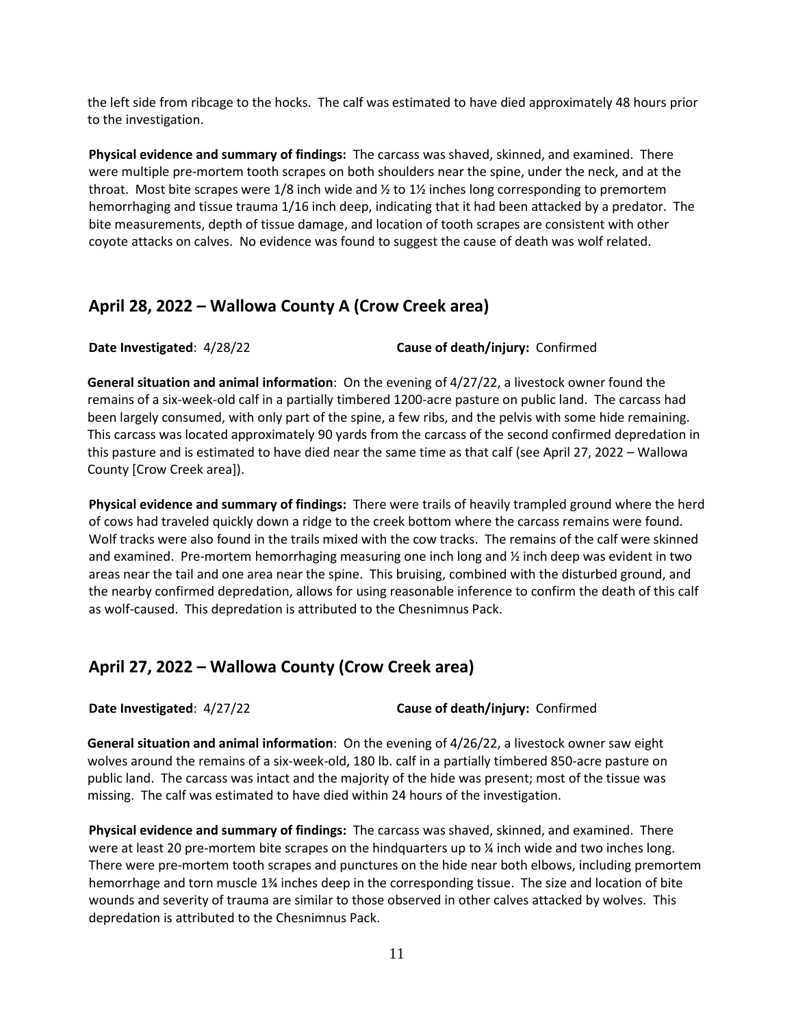the left side from ribcage to the hocks. The calf was estimated to have died approximately 48 hours prior to the investigation.

**Physical evidence and summary of findings:** The carcass was shaved, skinned, and examined. There were multiple pre-mortem tooth scrapes on both shoulders near the spine, under the neck, and at the throat. Most bite scrapes were 1/8 inch wide and ½ to 1½ inches long corresponding to premortem hemorrhaging and tissue trauma 1/16 inch deep, indicating that it had been attacked by a predator. The bite measurements, depth of tissue damage, and location of tooth scrapes are consistent with other coyote attacks on calves. No evidence was found to suggest the cause of death was wolf related.

## April 28, 2022 – Wallowa County A (Crow Creek area)

**Date Investigated**: 4/28/22 **Cause of death/injury:** Confirmed

**General situation and animal information**: On the evening of 4/27/22, a livestock owner found the remains of a six-week-old calf in a partially timbered 1200-acre pasture on public land. The carcass had been largely consumed, with only part of the spine, a few ribs, and the pelvis with some hide remaining. This carcass was located approximately 90 yards from the carcass of the second confirmed depredation in this pasture and is estimated to have died near the same time as that calf (see April 27, 2022 – Wallowa County [Crow Creek area]).

**Physical evidence and summary of findings:** There were trails of heavily trampled ground where the herd of cows had traveled quickly down a ridge to the creek bottom where the carcass remains were found. Wolf tracks were also found in the trails mixed with the cow tracks. The remains of the calf were skinned and examined. Pre-mortem hemorrhaging measuring one inch long and ½ inch deep was evident in two areas near the tail and one area near the spine. This bruising, combined with the disturbed ground, and the nearby confirmed depredation, allows for using reasonable inference to confirm the death of this calf as wolf-caused. This depredation is attributed to the Chesnimnus Pack.

## April 27, 2022 – Wallowa County (Crow Creek area)

**Date Investigated**: 4/27/22 **Cause of death/injury:** Confirmed

**General situation and animal information**: On the evening of 4/26/22, a livestock owner saw eight wolves around the remains of a six-week-old, 180 lb. calf in a partially timbered 850-acre pasture on public land. The carcass was intact and the majority of the hide was present; most of the tissue was missing. The calf was estimated to have died within 24 hours of the investigation.

**Physical evidence and summary of findings:** The carcass was shaved, skinned, and examined. There were at least 20 pre-mortem bite scrapes on the hindquarters up to ¼ inch wide and two inches long. There were pre-mortem tooth scrapes and punctures on the hide near both elbows, including premortem hemorrhage and torn muscle 1¾ inches deep in the corresponding tissue. The size and location of bite wounds and severity of trauma are similar to those observed in other calves attacked by wolves. This depredation is attributed to the Chesnimnus Pack.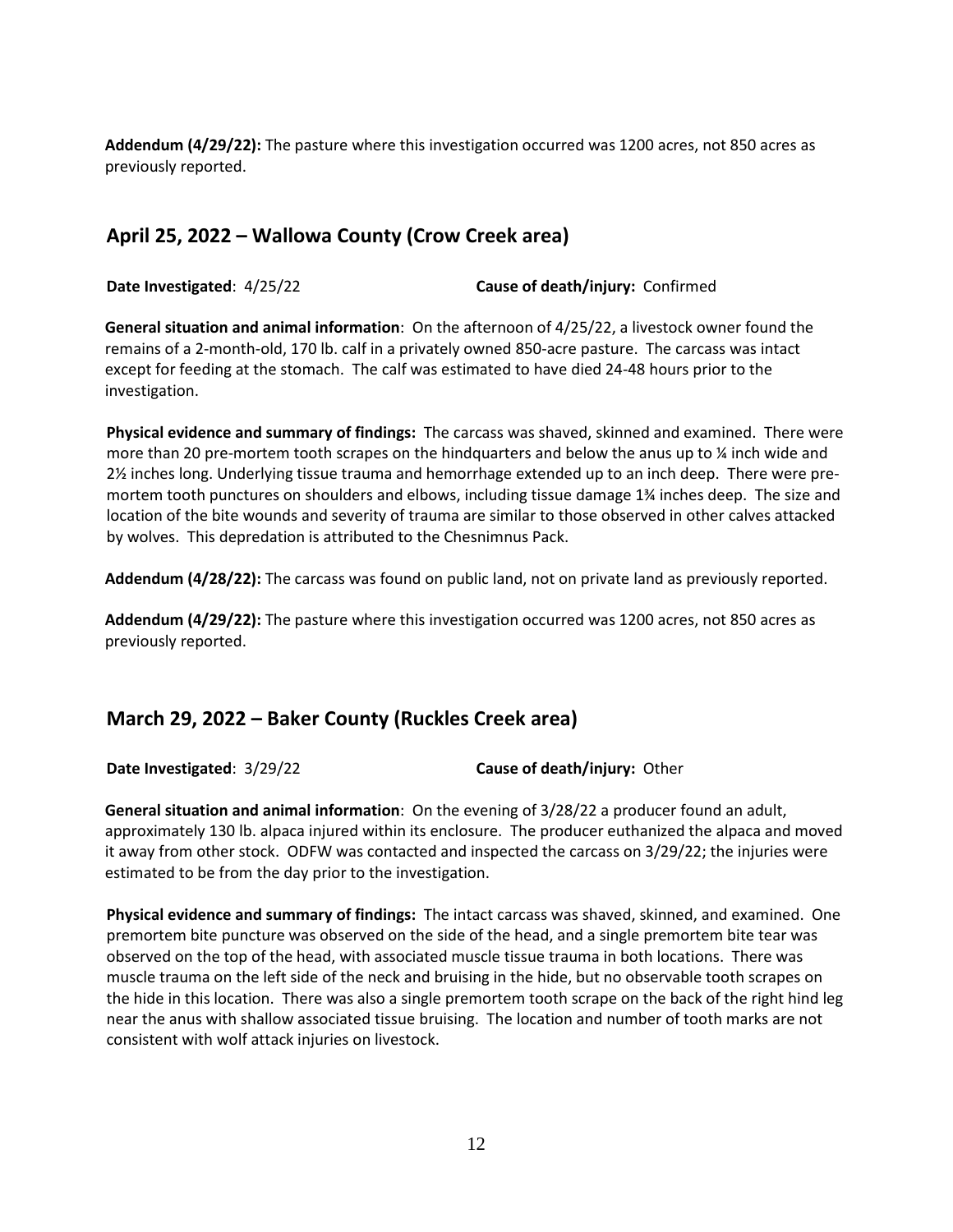**Addendum (4/29/22):** The pasture where this investigation occurred was 1200 acres, not 850 acres as previously reported.

## April 25, 2022 – Wallowa County (Crow Creek area)

**Date Investigated**: 4/25/22 **Cause of death/injury:** Confirmed

**General situation and animal information**: On the afternoon of 4/25/22, a livestock owner found the remains of a 2-month-old, 170 lb. calf in a privately owned 850-acre pasture. The carcass was intact except for feeding at the stomach. The calf was estimated to have died 24-48 hours prior to the investigation.

**Physical evidence and summary of findings:** The carcass was shaved, skinned and examined. There were more than 20 pre-mortem tooth scrapes on the hindquarters and below the anus up to ¼ inch wide and 2½ inches long. Underlying tissue trauma and hemorrhage extended up to an inch deep. There were pre-mortem tooth punctures on shoulders and elbows, including tissue damage 1¾ inches deep. The size and location of the bite wounds and severity of trauma are similar to those observed in other calves attacked by wolves. This depredation is attributed to the Chesnimnus Pack.

**Addendum (4/28/22):** The carcass was found on public land, not on private land as previously reported.

**Addendum (4/29/22):** The pasture where this investigation occurred was 1200 acres, not 850 acres as previously reported.

## March 29, 2022 – Baker County (Ruckles Creek area)

**Date Investigated**: 3/29/22 **Cause of death/injury:** Other

**General situation and animal information**: On the evening of 3/28/22 a producer found an adult, approximately 130 lb. alpaca injured within its enclosure. The producer euthanized the alpaca and moved it away from other stock. ODFW was contacted and inspected the carcass on 3/29/22; the injuries were estimated to be from the day prior to the investigation.

**Physical evidence and summary of findings:** The intact carcass was shaved, skinned, and examined. One premortem bite puncture was observed on the side of the head, and a single premortem bite tear was observed on the top of the head, with associated muscle tissue trauma in both locations. There was muscle trauma on the left side of the neck and bruising in the hide, but no observable tooth scrapes on the hide in this location. There was also a single premortem tooth scrape on the back of the right hind leg near the anus with shallow associated tissue bruising. The location and number of tooth marks are not consistent with wolf attack injuries on livestock.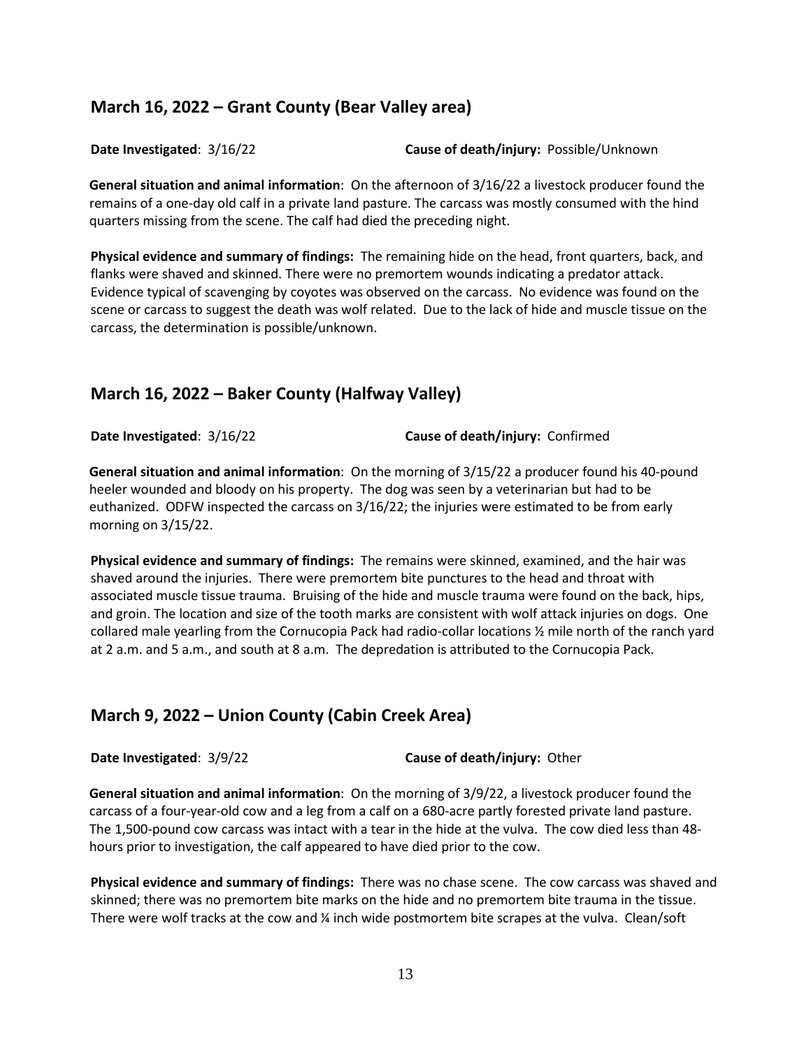## March 16, 2022 – Grant County (Bear Valley area)

**Date Investigated**: 3/16/22 **Cause of death/injury:** Possible/Unknown

**General situation and animal information**: On the afternoon of 3/16/22 a livestock producer found the remains of a one-day old calf in a private land pasture. The carcass was mostly consumed with the hind quarters missing from the scene. The calf had died the preceding night.

**Physical evidence and summary of findings:** The remaining hide on the head, front quarters, back, and flanks were shaved and skinned. There were no premortem wounds indicating a predator attack. Evidence typical of scavenging by coyotes was observed on the carcass. No evidence was found on the scene or carcass to suggest the death was wolf related. Due to the lack of hide and muscle tissue on the carcass, the determination is possible/unknown.

## March 16, 2022 – Baker County (Halfway Valley)

**Date Investigated**: 3/16/22 **Cause of death/injury:** Confirmed

**General situation and animal information**: On the morning of 3/15/22 a producer found his 40-pound heeler wounded and bloody on his property. The dog was seen by a veterinarian but had to be euthanized. ODFW inspected the carcass on 3/16/22; the injuries were estimated to be from early morning on 3/15/22.

**Physical evidence and summary of findings:** The remains were skinned, examined, and the hair was shaved around the injuries. There were premortem bite punctures to the head and throat with associated muscle tissue trauma. Bruising of the hide and muscle trauma were found on the back, hips, and groin. The location and size of the tooth marks are consistent with wolf attack injuries on dogs. One collared male yearling from the Cornucopia Pack had radio-collar locations ½ mile north of the ranch yard at 2 a.m. and 5 a.m., and south at 8 a.m. The depredation is attributed to the Cornucopia Pack.

## March 9, 2022 – Union County (Cabin Creek Area)

**Date Investigated**: 3/9/22 **Cause of death/injury:** Other

**General situation and animal information**: On the morning of 3/9/22, a livestock producer found the carcass of a four-year-old cow and a leg from a calf on a 680-acre partly forested private land pasture. The 1,500-pound cow carcass was intact with a tear in the hide at the vulva. The cow died less than 48-hours prior to investigation, the calf appeared to have died prior to the cow.

**Physical evidence and summary of findings:** There was no chase scene. The cow carcass was shaved and skinned; there was no premortem bite marks on the hide and no premortem bite trauma in the tissue. There were wolf tracks at the cow and ¼ inch wide postmortem bite scrapes at the vulva. Clean/soft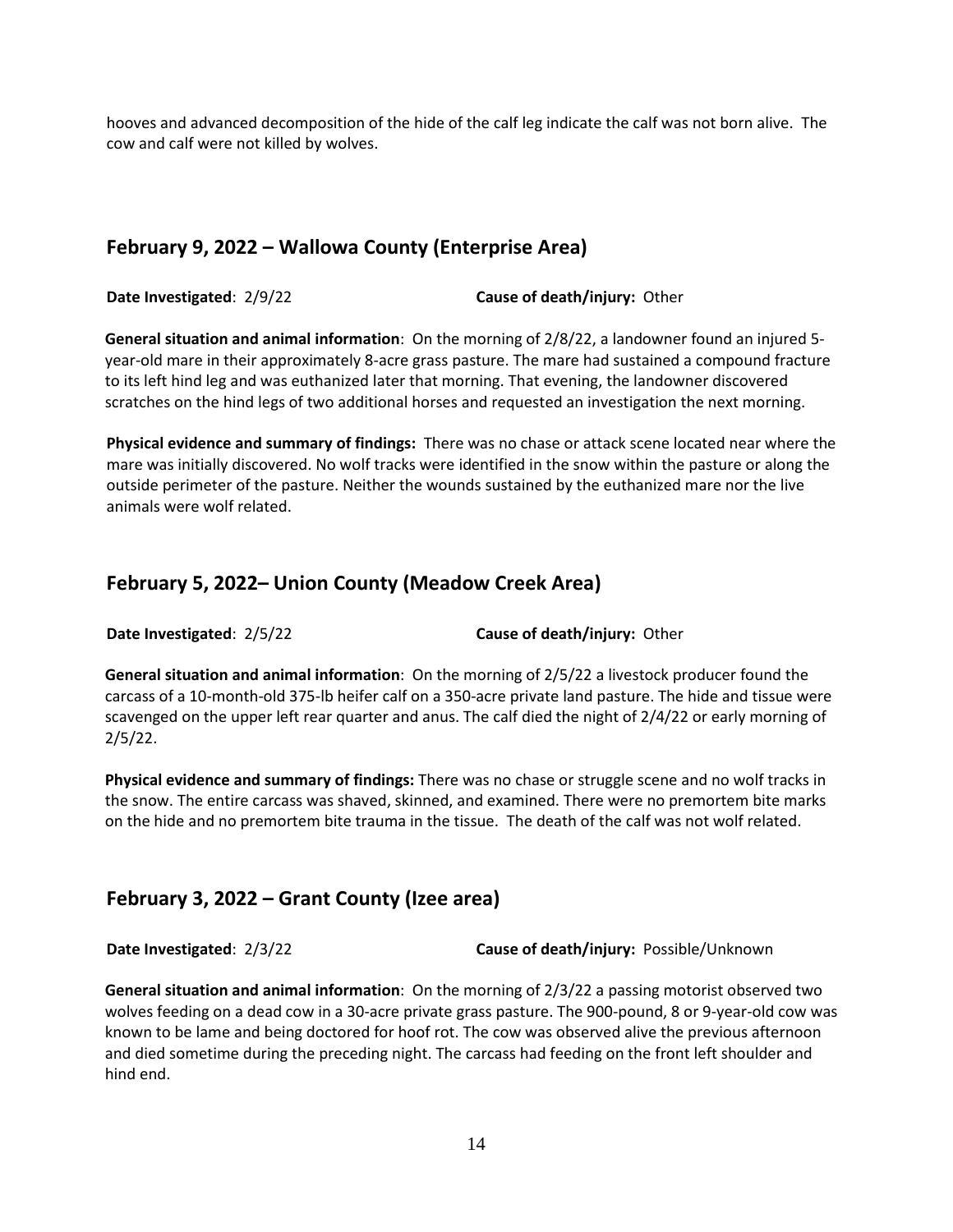hooves and advanced decomposition of the hide of the calf leg indicate the calf was not born alive. The cow and calf were not killed by wolves.

## February 9, 2022 – Wallowa County (Enterprise Area)

**Date Investigated**: 2/9/22 **Cause of death/injury:** Other

**General situation and animal information**: On the morning of 2/8/22, a landowner found an injured 5-year-old mare in their approximately 8-acre grass pasture. The mare had sustained a compound fracture to its left hind leg and was euthanized later that morning. That evening, the landowner discovered scratches on the hind legs of two additional horses and requested an investigation the next morning.

**Physical evidence and summary of findings:** There was no chase or attack scene located near where the mare was initially discovered. No wolf tracks were identified in the snow within the pasture or along the outside perimeter of the pasture. Neither the wounds sustained by the euthanized mare nor the live animals were wolf related.

## February 5, 2022– Union County (Meadow Creek Area)

**Date Investigated**: 2/5/22 **Cause of death/injury:** Other

**General situation and animal information**: On the morning of 2/5/22 a livestock producer found the carcass of a 10-month-old 375-lb heifer calf on a 350-acre private land pasture. The hide and tissue were scavenged on the upper left rear quarter and anus. The calf died the night of 2/4/22 or early morning of 2/5/22.

**Physical evidence and summary of findings:** There was no chase or struggle scene and no wolf tracks in the snow. The entire carcass was shaved, skinned, and examined. There were no premortem bite marks on the hide and no premortem bite trauma in the tissue. The death of the calf was not wolf related.

## February 3, 2022 – Grant County (Izee area)

**Date Investigated**: 2/3/22 **Cause of death/injury:** Possible/Unknown

**General situation and animal information**: On the morning of 2/3/22 a passing motorist observed two wolves feeding on a dead cow in a 30-acre private grass pasture. The 900-pound, 8 or 9-year-old cow was known to be lame and being doctored for hoof rot. The cow was observed alive the previous afternoon and died sometime during the preceding night. The carcass had feeding on the front left shoulder and hind end.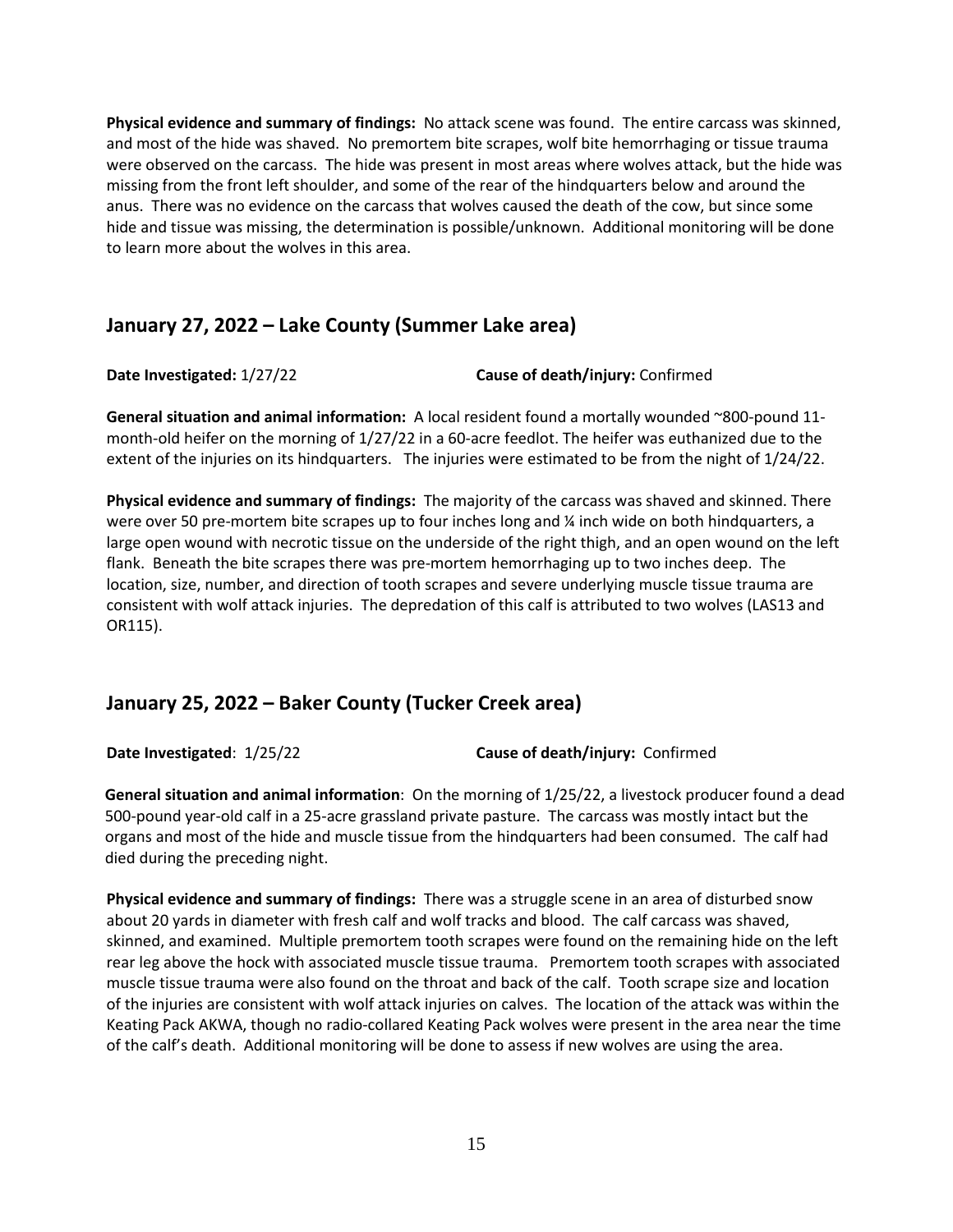**Physical evidence and summary of findings:** No attack scene was found. The entire carcass was skinned, and most of the hide was shaved. No premortem bite scrapes, wolf bite hemorrhaging or tissue trauma were observed on the carcass. The hide was present in most areas where wolves attack, but the hide was missing from the front left shoulder, and some of the rear of the hindquarters below and around the anus. There was no evidence on the carcass that wolves caused the death of the cow, but since some hide and tissue was missing, the determination is possible/unknown. Additional monitoring will be done to learn more about the wolves in this area.

## January 27, 2022 – Lake County (Summer Lake area)

**Date Investigated:** 1/27/22 **Cause of death/injury:** Confirmed

**General situation and animal information:** A local resident found a mortally wounded ~800-pound 11-month-old heifer on the morning of 1/27/22 in a 60-acre feedlot. The heifer was euthanized due to the extent of the injuries on its hindquarters. The injuries were estimated to be from the night of 1/24/22.

**Physical evidence and summary of findings:** The majority of the carcass was shaved and skinned. There were over 50 pre-mortem bite scrapes up to four inches long and ¼ inch wide on both hindquarters, a large open wound with necrotic tissue on the underside of the right thigh, and an open wound on the left flank. Beneath the bite scrapes there was pre-mortem hemorrhaging up to two inches deep. The location, size, number, and direction of tooth scrapes and severe underlying muscle tissue trauma are consistent with wolf attack injuries. The depredation of this calf is attributed to two wolves (LAS13 and OR115).

## January 25, 2022 – Baker County (Tucker Creek area)

**Date Investigated**: 1/25/22 **Cause of death/injury:** Confirmed

**General situation and animal information**: On the morning of 1/25/22, a livestock producer found a dead 500-pound year-old calf in a 25-acre grassland private pasture. The carcass was mostly intact but the organs and most of the hide and muscle tissue from the hindquarters had been consumed. The calf had died during the preceding night.

**Physical evidence and summary of findings:** There was a struggle scene in an area of disturbed snow about 20 yards in diameter with fresh calf and wolf tracks and blood. The calf carcass was shaved, skinned, and examined. Multiple premortem tooth scrapes were found on the remaining hide on the left rear leg above the hock with associated muscle tissue trauma. Premortem tooth scrapes with associated muscle tissue trauma were also found on the throat and back of the calf. Tooth scrape size and location of the injuries are consistent with wolf attack injuries on calves. The location of the attack was within the Keating Pack AKWA, though no radio-collared Keating Pack wolves were present in the area near the time of the calf's death. Additional monitoring will be done to assess if new wolves are using the area.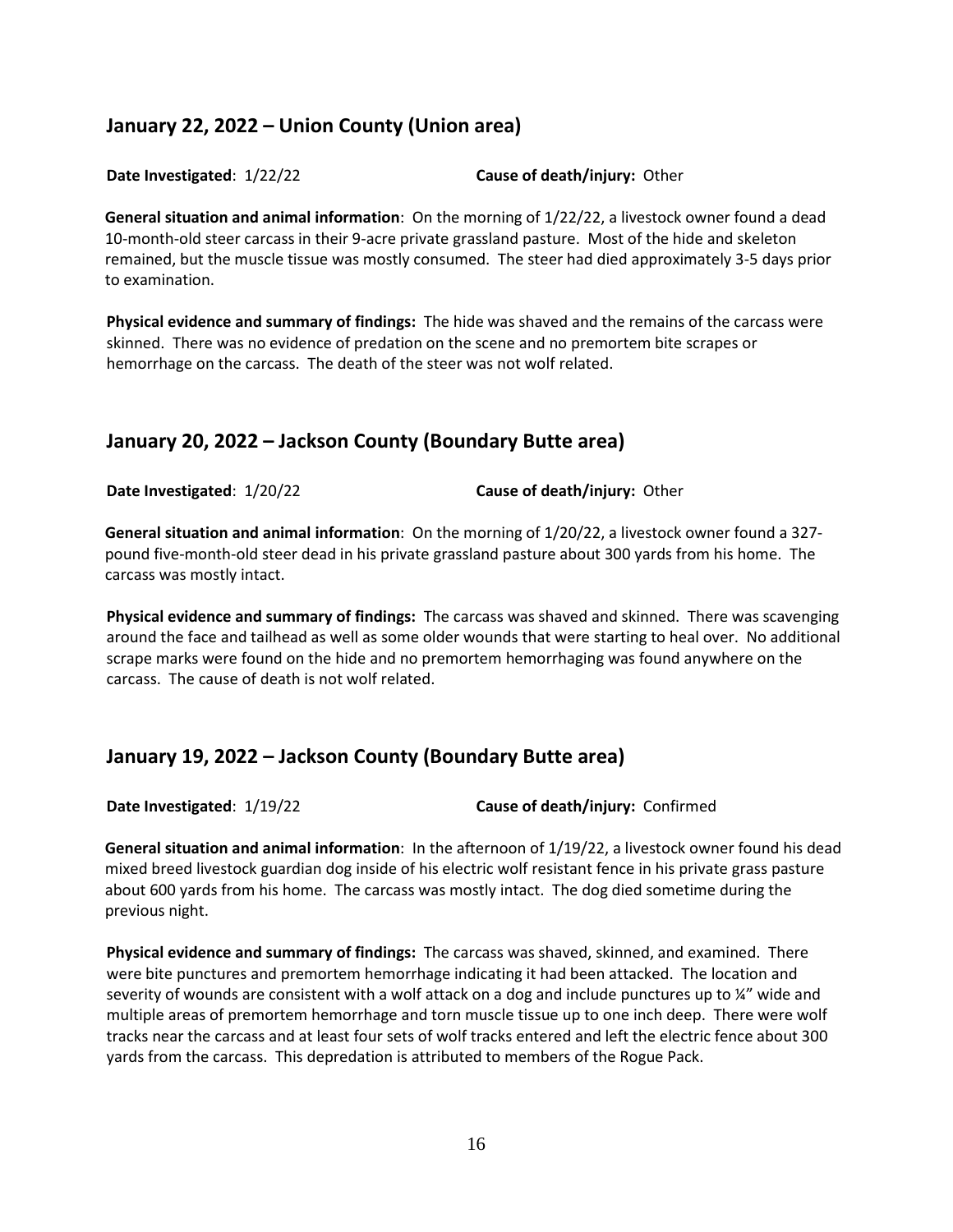## January 22, 2022 – Union County (Union area)

**Date Investigated**: 1/22/22 **Cause of death/injury:** Other

**General situation and animal information**: On the morning of 1/22/22, a livestock owner found a dead 10-month-old steer carcass in their 9-acre private grassland pasture. Most of the hide and skeleton remained, but the muscle tissue was mostly consumed. The steer had died approximately 3-5 days prior to examination.

**Physical evidence and summary of findings:** The hide was shaved and the remains of the carcass were skinned. There was no evidence of predation on the scene and no premortem bite scrapes or hemorrhage on the carcass. The death of the steer was not wolf related.

## January 20, 2022 – Jackson County (Boundary Butte area)

**Date Investigated**: 1/20/22 **Cause of death/injury:** Other

**General situation and animal information**: On the morning of 1/20/22, a livestock owner found a 327-pound five-month-old steer dead in his private grassland pasture about 300 yards from his home. The carcass was mostly intact.

**Physical evidence and summary of findings:** The carcass was shaved and skinned. There was scavenging around the face and tailhead as well as some older wounds that were starting to heal over. No additional scrape marks were found on the hide and no premortem hemorrhaging was found anywhere on the carcass. The cause of death is not wolf related.

## January 19, 2022 – Jackson County (Boundary Butte area)

**Date Investigated**: 1/19/22 **Cause of death/injury:** Confirmed

**General situation and animal information**: In the afternoon of 1/19/22, a livestock owner found his dead mixed breed livestock guardian dog inside of his electric wolf resistant fence in his private grass pasture about 600 yards from his home. The carcass was mostly intact. The dog died sometime during the previous night.

**Physical evidence and summary of findings:** The carcass was shaved, skinned, and examined. There were bite punctures and premortem hemorrhage indicating it had been attacked. The location and severity of wounds are consistent with a wolf attack on a dog and include punctures up to ¼" wide and multiple areas of premortem hemorrhage and torn muscle tissue up to one inch deep. There were wolf tracks near the carcass and at least four sets of wolf tracks entered and left the electric fence about 300 yards from the carcass. This depredation is attributed to members of the Rogue Pack.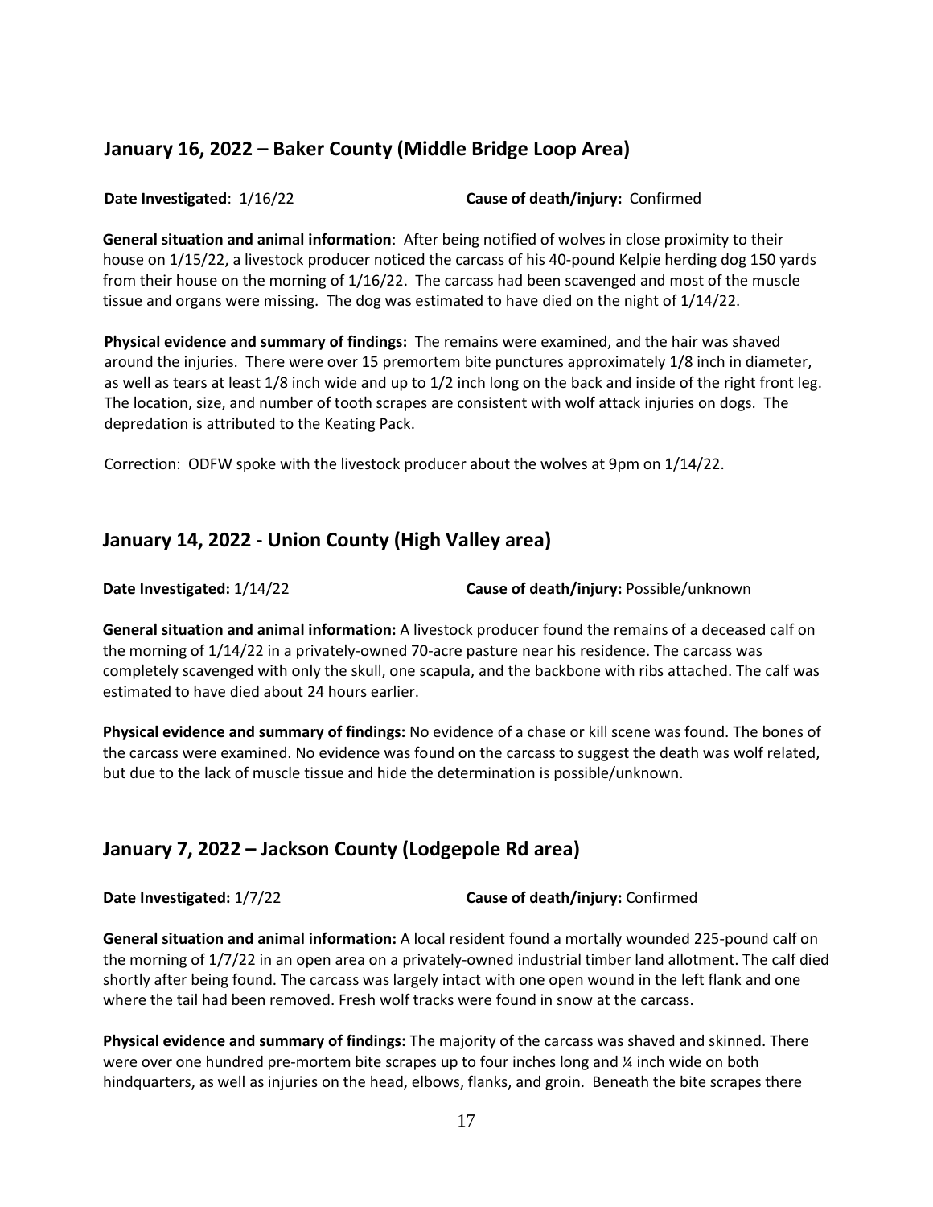## January 16, 2022 – Baker County (Middle Bridge Loop Area)

**Date Investigated**: 1/16/22 **Cause of death/injury:** Confirmed

**General situation and animal information**: After being notified of wolves in close proximity to their house on 1/15/22, a livestock producer noticed the carcass of his 40-pound Kelpie herding dog 150 yards from their house on the morning of 1/16/22. The carcass had been scavenged and most of the muscle tissue and organs were missing. The dog was estimated to have died on the night of 1/14/22.

**Physical evidence and summary of findings:** The remains were examined, and the hair was shaved around the injuries. There were over 15 premortem bite punctures approximately 1/8 inch in diameter, as well as tears at least 1/8 inch wide and up to 1/2 inch long on the back and inside of the right front leg. The location, size, and number of tooth scrapes are consistent with wolf attack injuries on dogs. The depredation is attributed to the Keating Pack.

Correction: ODFW spoke with the livestock producer about the wolves at 9pm on 1/14/22.

## January 14, 2022 - Union County (High Valley area)

**Date Investigated:** 1/14/22 **Cause of death/injury:** Possible/unknown

**General situation and animal information:** A livestock producer found the remains of a deceased calf on the morning of 1/14/22 in a privately-owned 70-acre pasture near his residence. The carcass was completely scavenged with only the skull, one scapula, and the backbone with ribs attached. The calf was estimated to have died about 24 hours earlier.

**Physical evidence and summary of findings:** No evidence of a chase or kill scene was found. The bones of the carcass were examined. No evidence was found on the carcass to suggest the death was wolf related, but due to the lack of muscle tissue and hide the determination is possible/unknown.

## January 7, 2022 – Jackson County (Lodgepole Rd area)

**Date Investigated:** 1/7/22 **Cause of death/injury:** Confirmed

**General situation and animal information:** A local resident found a mortally wounded 225-pound calf on the morning of 1/7/22 in an open area on a privately-owned industrial timber land allotment. The calf died shortly after being found. The carcass was largely intact with one open wound in the left flank and one where the tail had been removed. Fresh wolf tracks were found in snow at the carcass.

**Physical evidence and summary of findings:** The majority of the carcass was shaved and skinned. There were over one hundred pre-mortem bite scrapes up to four inches long and ¼ inch wide on both hindquarters, as well as injuries on the head, elbows, flanks, and groin. Beneath the bite scrapes there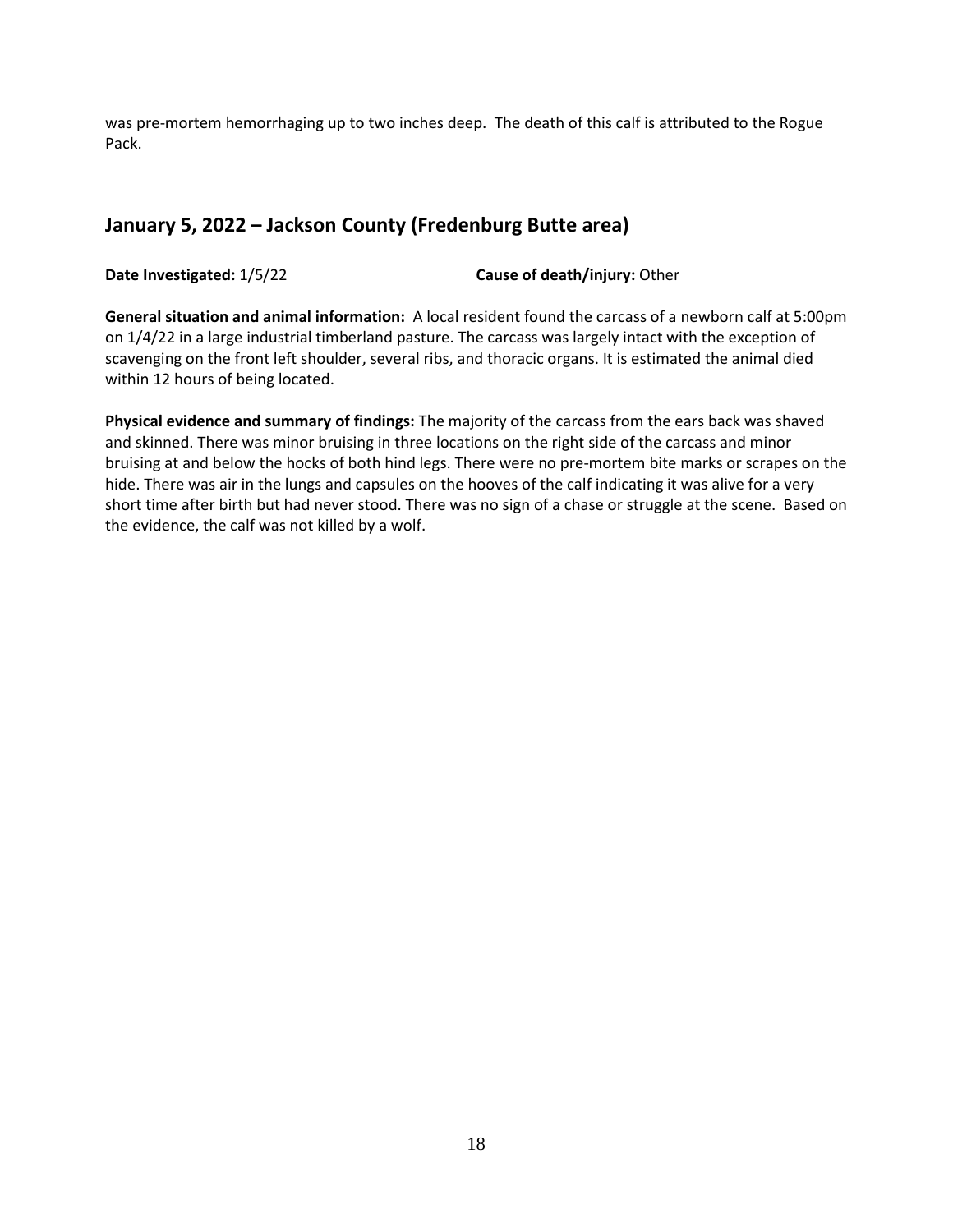was pre-mortem hemorrhaging up to two inches deep. The death of this calf is attributed to the Rogue Pack.

## January 5, 2022 – Jackson County (Fredenburg Butte area)

**Date Investigated:** 1/5/22 **Cause of death/injury:** Other

**General situation and animal information:** A local resident found the carcass of a newborn calf at 5:00pm on 1/4/22 in a large industrial timberland pasture. The carcass was largely intact with the exception of scavenging on the front left shoulder, several ribs, and thoracic organs. It is estimated the animal died within 12 hours of being located.

**Physical evidence and summary of findings:** The majority of the carcass from the ears back was shaved and skinned. There was minor bruising in three locations on the right side of the carcass and minor bruising at and below the hocks of both hind legs. There were no pre-mortem bite marks or scrapes on the hide. There was air in the lungs and capsules on the hooves of the calf indicating it was alive for a very short time after birth but had never stood. There was no sign of a chase or struggle at the scene. Based on the evidence, the calf was not killed by a wolf.